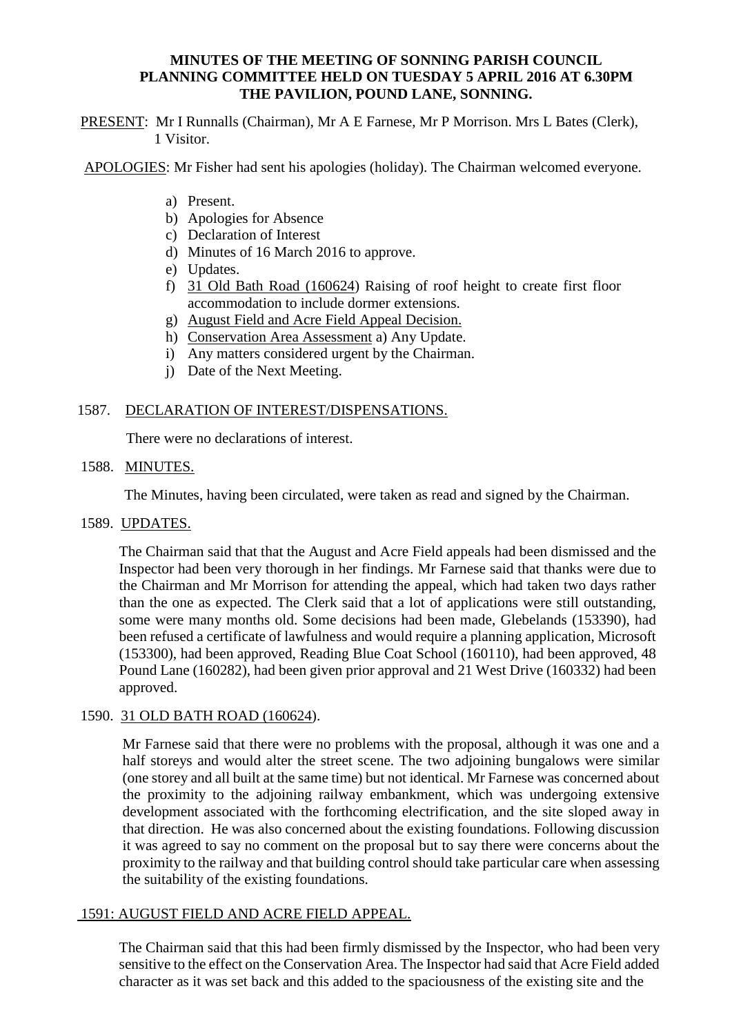# MINUTES OF THE MEETING OF SONNING PARISH COUNCIL PLANNING COMMITTEE HELD ON TUESDAY 5 APRIL 2016 AT 6.30PM THE PAVILION, POUND LANE, SONNING.

PRESENT: Mr I Runnalls (Chairman), Mr A E Farnese, Mr P Morrison. Mrs L Bates (Clerk), 1 Visitor.

APOLOGIES: Mr Fisher had sent his apologies (holiday). The Chairman welcomed everyone.

a) Present.
b) Apologies for Absence
c) Declaration of Interest
d) Minutes of 16 March 2016 to approve.
e) Updates.
f) 31 Old Bath Road (160624) Raising of roof height to create first floor accommodation to include dormer extensions.
g) August Field and Acre Field Appeal Decision.
h) Conservation Area Assessment a) Any Update.
i) Any matters considered urgent by the Chairman.
j) Date of the Next Meeting.

## 1587. DECLARATION OF INTEREST/DISPENSATIONS.

There were no declarations of interest.

## 1588. MINUTES.

The Minutes, having been circulated, were taken as read and signed by the Chairman.

## 1589. UPDATES.

The Chairman said that that the August and Acre Field appeals had been dismissed and the Inspector had been very thorough in her findings. Mr Farnese said that thanks were due to the Chairman and Mr Morrison for attending the appeal, which had taken two days rather than the one as expected. The Clerk said that a lot of applications were still outstanding, some were many months old. Some decisions had been made, Glebelands (153390), had been refused a certificate of lawfulness and would require a planning application, Microsoft (153300), had been approved, Reading Blue Coat School (160110), had been approved, 48 Pound Lane (160282), had been given prior approval and 21 West Drive (160332) had been approved.

## 1590. 31 OLD BATH ROAD (160624).

Mr Farnese said that there were no problems with the proposal, although it was one and a half storeys and would alter the street scene. The two adjoining bungalows were similar (one storey and all built at the same time) but not identical. Mr Farnese was concerned about the proximity to the adjoining railway embankment, which was undergoing extensive development associated with the forthcoming electrification, and the site sloped away in that direction. He was also concerned about the existing foundations. Following discussion it was agreed to say no comment on the proposal but to say there were concerns about the proximity to the railway and that building control should take particular care when assessing the suitability of the existing foundations.

## 1591: AUGUST FIELD AND ACRE FIELD APPEAL.

The Chairman said that this had been firmly dismissed by the Inspector, who had been very sensitive to the effect on the Conservation Area. The Inspector had said that Acre Field added character as it was set back and this added to the spaciousness of the existing site and the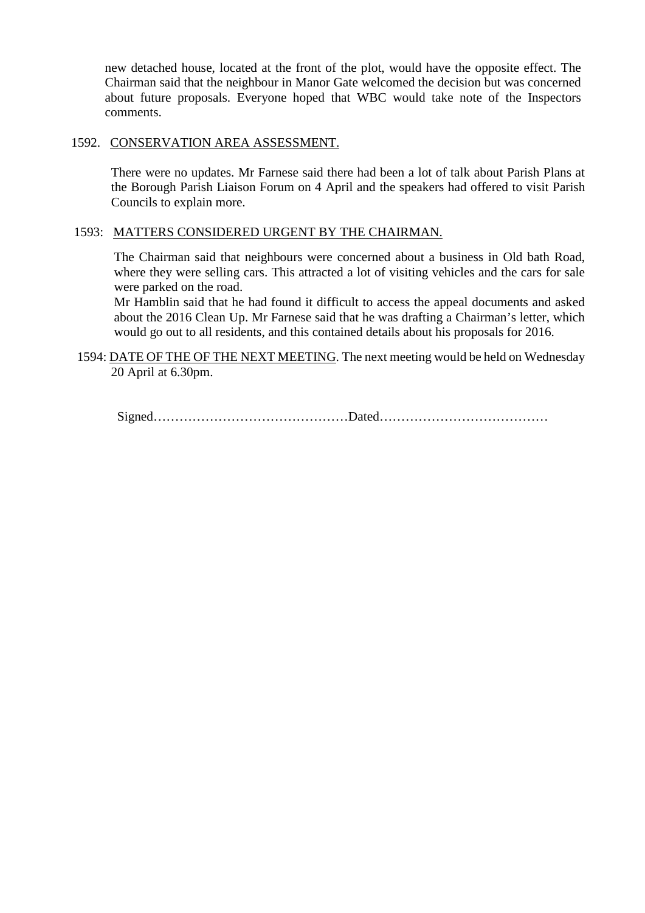new detached house, located at the front of the plot, would have the opposite effect. The Chairman said that the neighbour in Manor Gate welcomed the decision but was concerned about future proposals. Everyone hoped that WBC would take note of the Inspectors comments.

1592. <u>CONSERVATION AREA ASSESSMENT.</u>

There were no updates. Mr Farnese said there had been a lot of talk about Parish Plans at the Borough Parish Liaison Forum on 4 April and the speakers had offered to visit Parish Councils to explain more.

1593: <u>MATTERS CONSIDERED URGENT BY THE CHAIRMAN.</u>

The Chairman said that neighbours were concerned about a business in Old bath Road, where they were selling cars. This attracted a lot of visiting vehicles and the cars for sale were parked on the road.
Mr Hamblin said that he had found it difficult to access the appeal documents and asked about the 2016 Clean Up. Mr Farnese said that he was drafting a Chairman's letter, which would go out to all residents, and this contained details about his proposals for 2016.

1594: <u>DATE OF THE OF THE NEXT MEETING</u>. The next meeting would be held on Wednesday 20 April at 6.30pm.

Signed………………………………………Dated…………………………………